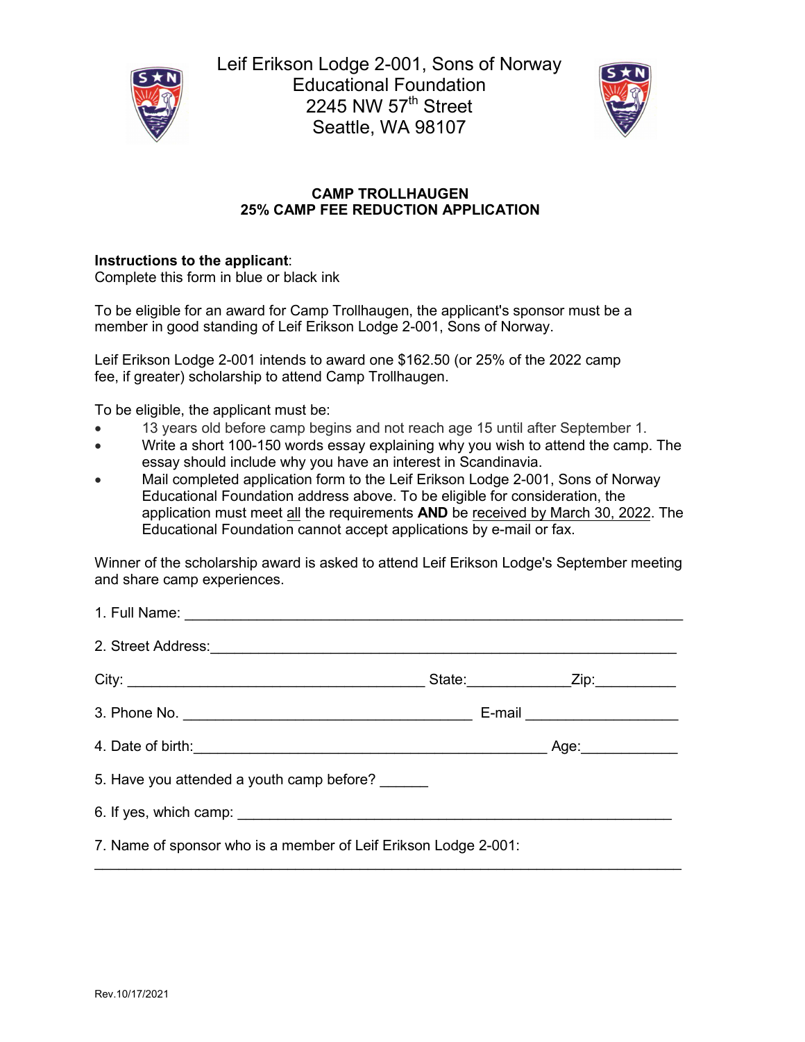# Leif Erikson Lodge 2-001, Sons of Norway Educational Foundation
2245 NW 57th Street
Seattle, WA 98107

## CAMP TROLLHAUGEN
## 25% CAMP FEE REDUCTION APPLICATION

**Instructions to the applicant**:
Complete this form in blue or black ink

To be eligible for an award for Camp Trollhaugen, the applicant's sponsor must be a member in good standing of Leif Erikson Lodge 2-001, Sons of Norway.

Leif Erikson Lodge 2-001 intends to award one $162.50 (or 25% of the 2022 camp fee, if greater) scholarship to attend Camp Trollhaugen.

To be eligible, the applicant must be:

- 13 years old before camp begins and not reach age 15 until after September 1.
- Write a short 100-150 words essay explaining why you wish to attend the camp. The essay should include why you have an interest in Scandinavia.
- Mail completed application form to the Leif Erikson Lodge 2-001, Sons of Norway Educational Foundation address above. To be eligible for consideration, the application must meet all the requirements **AND** be received by March 30, 2022. The Educational Foundation cannot accept applications by e-mail or fax.

Winner of the scholarship award is asked to attend Leif Erikson Lodge's September meeting and share camp experiences.

1. Full Name: ______________________________________________

2. Street Address: ______________________________________________

City: ______________________ State: __________ Zip: __________

3. Phone No. ______________________ E-mail ______________________

4. Date of birth: ______________________ Age: __________

5. Have you attended a youth camp before? ______

6. If yes, which camp: ______________________________________________

7. Name of sponsor who is a member of Leif Erikson Lodge 2-001:

______________________________________________

Rev.10/17/2021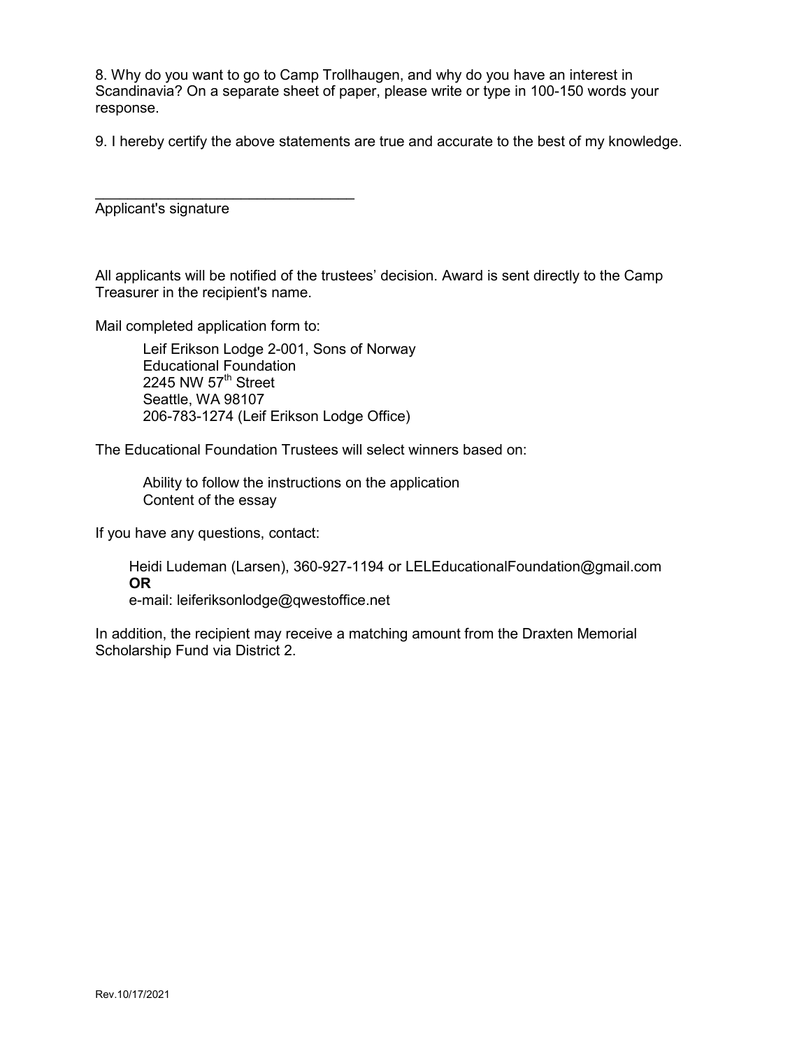8. Why do you want to go to Camp Trollhaugen, and why do you have an interest in Scandinavia? On a separate sheet of paper, please write or type in 100-150 words your response.

9. I hereby certify the above statements are true and accurate to the best of my knowledge.

________________________________
Applicant's signature

All applicants will be notified of the trustees' decision. Award is sent directly to the Camp Treasurer in the recipient's name.

Mail completed application form to:

> Leif Erikson Lodge 2-001, Sons of Norway
> Educational Foundation
> 2245 NW 57th Street
> Seattle, WA 98107
> 206-783-1274 (Leif Erikson Lodge Office)

The Educational Foundation Trustees will select winners based on:

> Ability to follow the instructions on the application
> Content of the essay

If you have any questions, contact:

> Heidi Ludeman (Larsen), 360-927-1194 or LELEducationalFoundation@gmail.com
> **OR**
> e-mail: leiferiksonlodge@qwestoffice.net

In addition, the recipient may receive a matching amount from the Draxten Memorial Scholarship Fund via District 2.

Rev.10/17/2021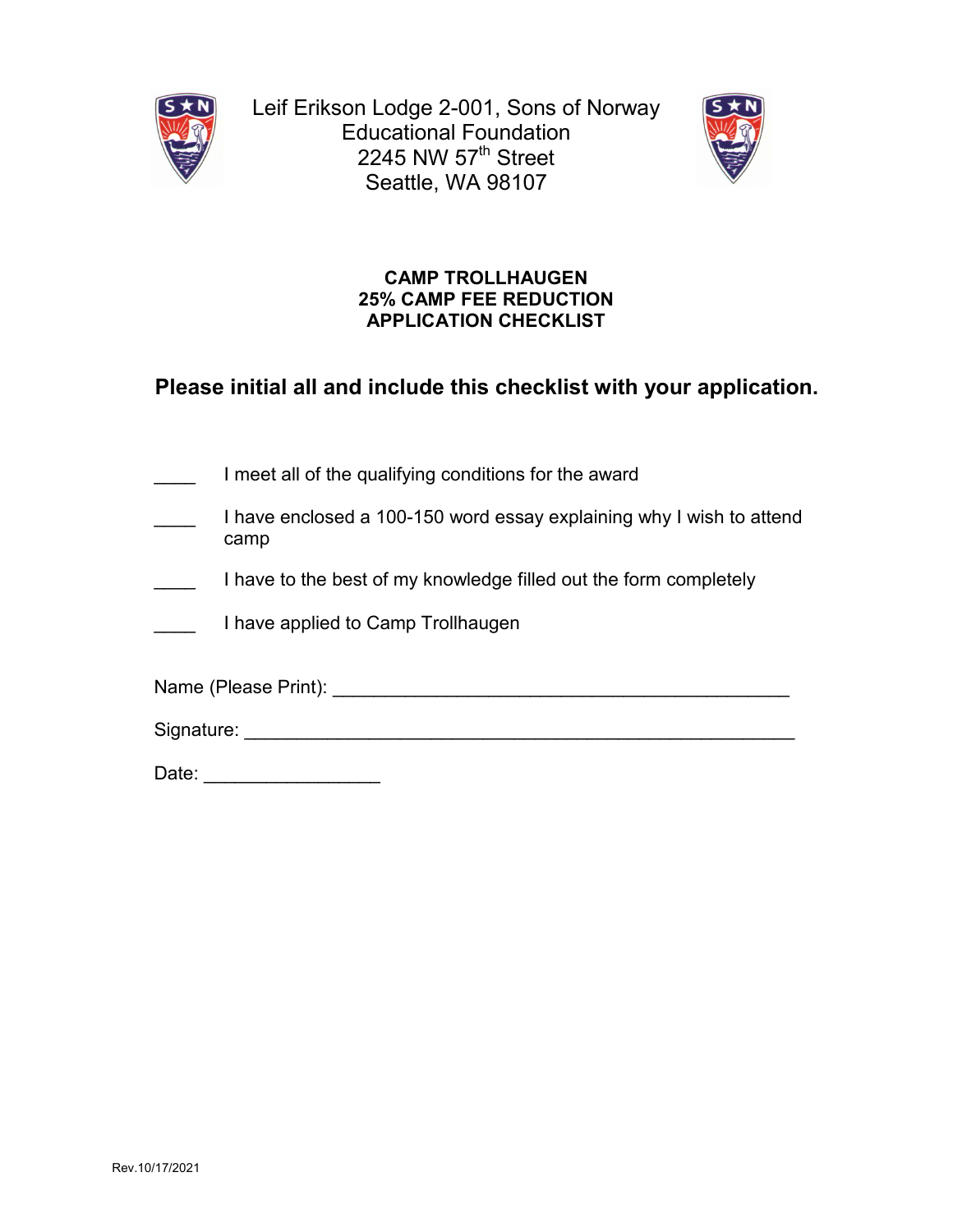Leif Erikson Lodge 2-001, Sons of Norway
Educational Foundation
2245 NW 57th Street
Seattle, WA 98107

**CAMP TROLLHAUGEN**
**25% CAMP FEE REDUCTION**
**APPLICATION CHECKLIST**

## Please initial all and include this checklist with your application.

____ I meet all of the qualifying conditions for the award

____ I have enclosed a 100-150 word essay explaining why I wish to attend camp

____ I have to the best of my knowledge filled out the form completely

____ I have applied to Camp Trollhaugen

Name (Please Print): ____________________________________________

Signature: ______________________________________________________

Date: _________________

Rev.10/17/2021